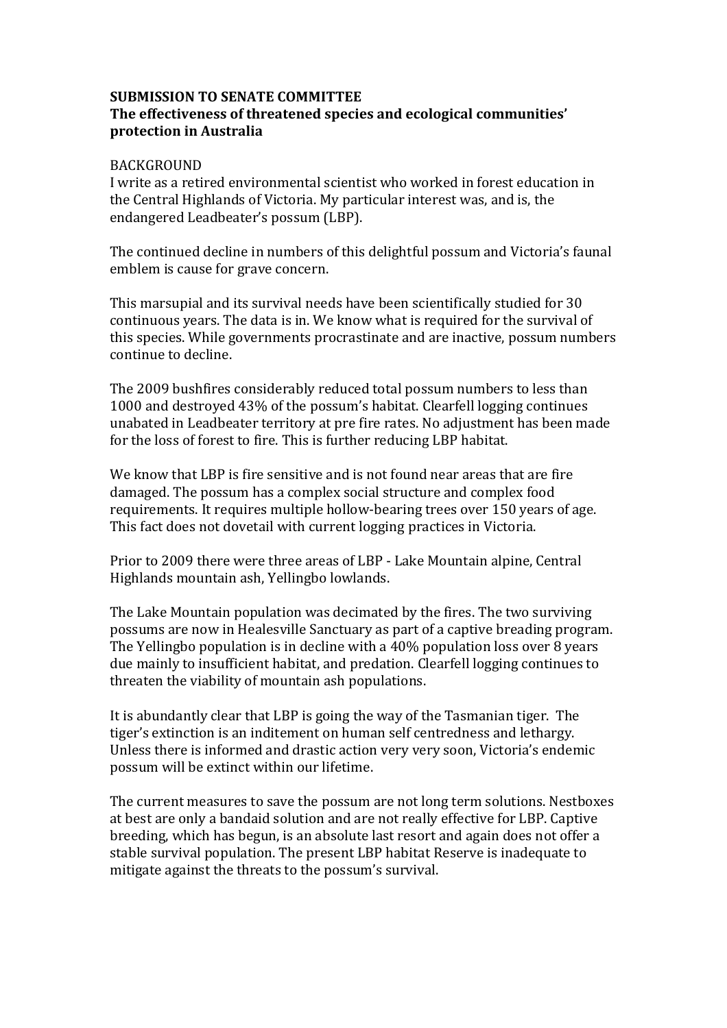**SUBMISSION TO SENATE COMMITTEE**
**The effectiveness of threatened species and ecological communities' protection in Australia**

BACKGROUND
I write as a retired environmental scientist who worked in forest education in the Central Highlands of Victoria. My particular interest was, and is, the endangered Leadbeater's possum (LBP).

The continued decline in numbers of this delightful possum and Victoria's faunal emblem is cause for grave concern.

This marsupial and its survival needs have been scientifically studied for 30 continuous years. The data is in. We know what is required for the survival of this species. While governments procrastinate and are inactive, possum numbers continue to decline.

The 2009 bushfires considerably reduced total possum numbers to less than 1000 and destroyed 43% of the possum's habitat. Clearfell logging continues unabated in Leadbeater territory at pre fire rates. No adjustment has been made for the loss of forest to fire. This is further reducing LBP habitat.

We know that LBP is fire sensitive and is not found near areas that are fire damaged. The possum has a complex social structure and complex food requirements. It requires multiple hollow-bearing trees over 150 years of age. This fact does not dovetail with current logging practices in Victoria.

Prior to 2009 there were three areas of LBP - Lake Mountain alpine, Central Highlands mountain ash, Yellingbo lowlands.

The Lake Mountain population was decimated by the fires. The two surviving possums are now in Healesville Sanctuary as part of a captive breading program. The Yellingbo population is in decline with a 40% population loss over 8 years due mainly to insufficient habitat, and predation. Clearfell logging continues to threaten the viability of mountain ash populations.

It is abundantly clear that LBP is going the way of the Tasmanian tiger. The tiger's extinction is an inditement on human self centredness and lethargy. Unless there is informed and drastic action very very soon, Victoria's endemic possum will be extinct within our lifetime.

The current measures to save the possum are not long term solutions. Nestboxes at best are only a bandaid solution and are not really effective for LBP. Captive breeding, which has begun, is an absolute last resort and again does not offer a stable survival population. The present LBP habitat Reserve is inadequate to mitigate against the threats to the possum's survival.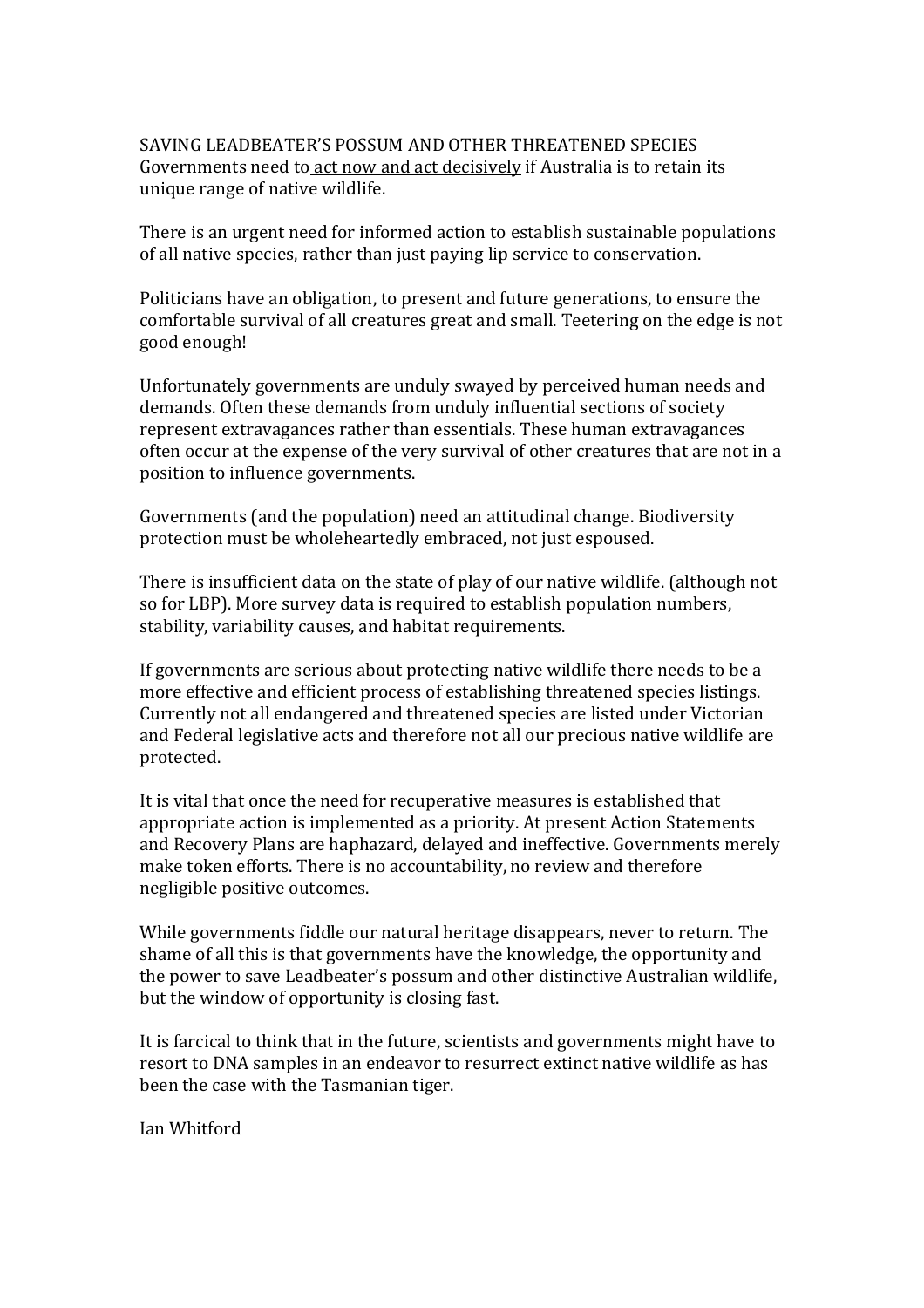SAVING LEADBEATER'S POSSUM AND OTHER THREATENED SPECIES
Governments need to act now and act decisively if Australia is to retain its unique range of native wildlife.

There is an urgent need for informed action to establish sustainable populations of all native species, rather than just paying lip service to conservation.

Politicians have an obligation, to present and future generations, to ensure the comfortable survival of all creatures great and small. Teetering on the edge is not good enough!

Unfortunately governments are unduly swayed by perceived human needs and demands. Often these demands from unduly influential sections of society represent extravagances rather than essentials. These human extravagances often occur at the expense of the very survival of other creatures that are not in a position to influence governments.

Governments (and the population) need an attitudinal change. Biodiversity protection must be wholeheartedly embraced, not just espoused.

There is insufficient data on the state of play of our native wildlife. (although not so for LBP). More survey data is required to establish population numbers, stability, variability causes, and habitat requirements.

If governments are serious about protecting native wildlife there needs to be a more effective and efficient process of establishing threatened species listings. Currently not all endangered and threatened species are listed under Victorian and Federal legislative acts and therefore not all our precious native wildlife are protected.

It is vital that once the need for recuperative measures is established that appropriate action is implemented as a priority. At present Action Statements and Recovery Plans are haphazard, delayed and ineffective. Governments merely make token efforts. There is no accountability, no review and therefore negligible positive outcomes.

While governments fiddle our natural heritage disappears, never to return. The shame of all this is that governments have the knowledge, the opportunity and the power to save Leadbeater's possum and other distinctive Australian wildlife, but the window of opportunity is closing fast.

It is farcical to think that in the future, scientists and governments might have to resort to DNA samples in an endeavor to resurrect extinct native wildlife as has been the case with the Tasmanian tiger.

Ian Whitford